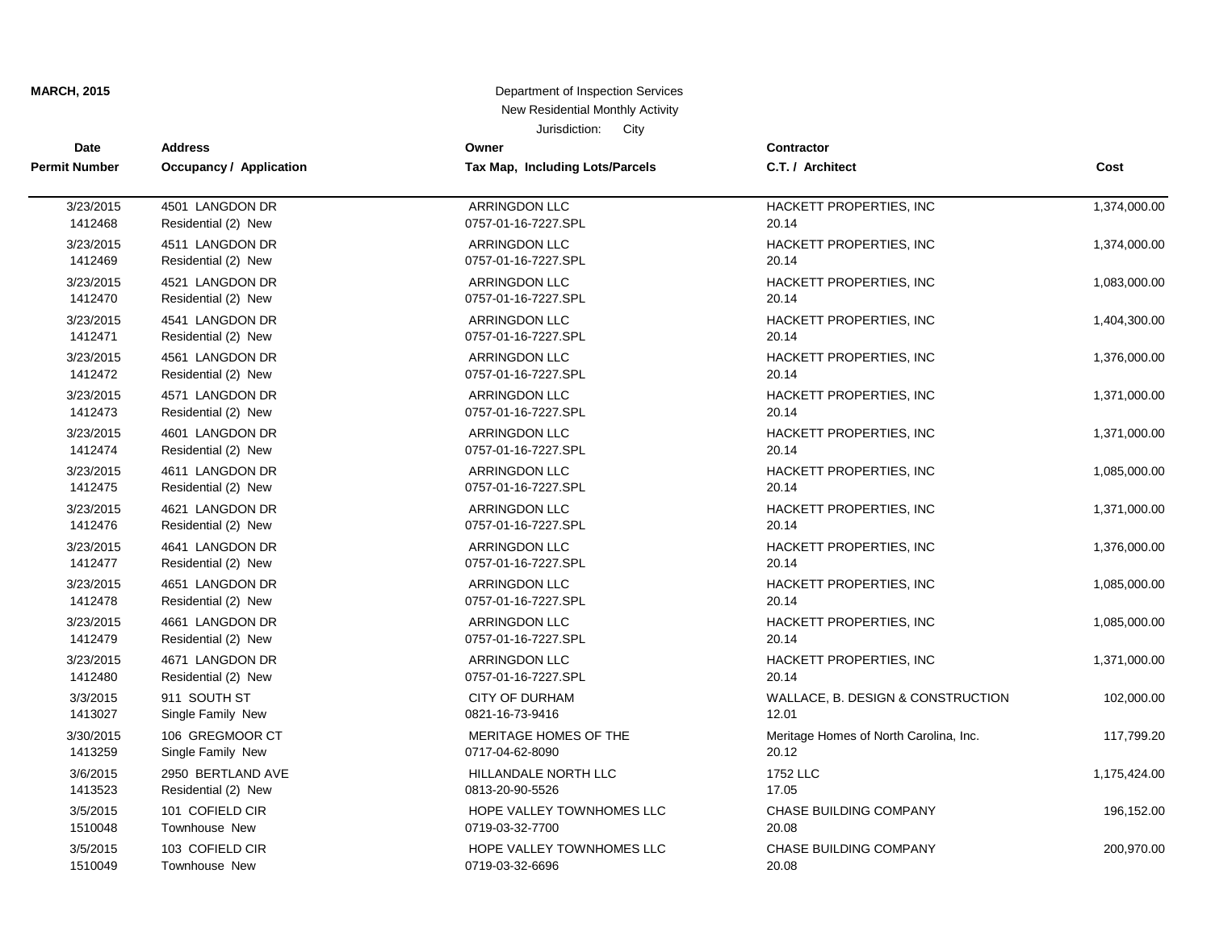**MARCH, 2015**

Department of Inspection Services
New Residential Monthly Activity
Jurisdiction: City

| Date<br>Permit Number | Address<br>Occupancy / Application | Owner<br>Tax Map, Including Lots/Parcels | Contractor<br>C.T. / Architect | Cost |
|---|---|---|---|---|
| 3/23/2015<br>1412468 | 4501 LANGDON DR<br>Residential (2) New | ARRINGDON LLC<br>0757-01-16-7227.SPL | HACKETT PROPERTIES, INC<br>20.14 | 1,374,000.00 |
| 3/23/2015<br>1412469 | 4511 LANGDON DR<br>Residential (2) New | ARRINGDON LLC<br>0757-01-16-7227.SPL | HACKETT PROPERTIES, INC<br>20.14 | 1,374,000.00 |
| 3/23/2015<br>1412470 | 4521 LANGDON DR<br>Residential (2) New | ARRINGDON LLC<br>0757-01-16-7227.SPL | HACKETT PROPERTIES, INC<br>20.14 | 1,083,000.00 |
| 3/23/2015<br>1412471 | 4541 LANGDON DR<br>Residential (2) New | ARRINGDON LLC<br>0757-01-16-7227.SPL | HACKETT PROPERTIES, INC<br>20.14 | 1,404,300.00 |
| 3/23/2015<br>1412472 | 4561 LANGDON DR<br>Residential (2) New | ARRINGDON LLC<br>0757-01-16-7227.SPL | HACKETT PROPERTIES, INC<br>20.14 | 1,376,000.00 |
| 3/23/2015<br>1412473 | 4571 LANGDON DR<br>Residential (2) New | ARRINGDON LLC<br>0757-01-16-7227.SPL | HACKETT PROPERTIES, INC<br>20.14 | 1,371,000.00 |
| 3/23/2015<br>1412474 | 4601 LANGDON DR<br>Residential (2) New | ARRINGDON LLC<br>0757-01-16-7227.SPL | HACKETT PROPERTIES, INC<br>20.14 | 1,371,000.00 |
| 3/23/2015<br>1412475 | 4611 LANGDON DR<br>Residential (2) New | ARRINGDON LLC<br>0757-01-16-7227.SPL | HACKETT PROPERTIES, INC<br>20.14 | 1,085,000.00 |
| 3/23/2015<br>1412476 | 4621 LANGDON DR<br>Residential (2) New | ARRINGDON LLC<br>0757-01-16-7227.SPL | HACKETT PROPERTIES, INC<br>20.14 | 1,371,000.00 |
| 3/23/2015<br>1412477 | 4641 LANGDON DR<br>Residential (2) New | ARRINGDON LLC<br>0757-01-16-7227.SPL | HACKETT PROPERTIES, INC<br>20.14 | 1,376,000.00 |
| 3/23/2015<br>1412478 | 4651 LANGDON DR<br>Residential (2) New | ARRINGDON LLC<br>0757-01-16-7227.SPL | HACKETT PROPERTIES, INC<br>20.14 | 1,085,000.00 |
| 3/23/2015<br>1412479 | 4661 LANGDON DR<br>Residential (2) New | ARRINGDON LLC<br>0757-01-16-7227.SPL | HACKETT PROPERTIES, INC<br>20.14 | 1,085,000.00 |
| 3/23/2015<br>1412480 | 4671 LANGDON DR<br>Residential (2) New | ARRINGDON LLC<br>0757-01-16-7227.SPL | HACKETT PROPERTIES, INC<br>20.14 | 1,371,000.00 |
| 3/3/2015<br>1413027 | 911 SOUTH ST<br>Single Family New | CITY OF DURHAM<br>0821-16-73-9416 | WALLACE, B. DESIGN & CONSTRUCTION<br>12.01 | 102,000.00 |
| 3/30/2015<br>1413259 | 106 GREGMOOR CT<br>Single Family New | MERITAGE HOMES OF THE<br>0717-04-62-8090 | Meritage Homes of North Carolina, Inc.<br>20.12 | 117,799.20 |
| 3/6/2015<br>1413523 | 2950 BERTLAND AVE<br>Residential (2) New | HILLANDALE NORTH LLC<br>0813-20-90-5526 | 1752 LLC<br>17.05 | 1,175,424.00 |
| 3/5/2015<br>1510048 | 101 COFIELD CIR<br>Townhouse New | HOPE VALLEY TOWNHOMES LLC<br>0719-03-32-7700 | CHASE BUILDING COMPANY<br>20.08 | 196,152.00 |
| 3/5/2015<br>1510049 | 103 COFIELD CIR<br>Townhouse New | HOPE VALLEY TOWNHOMES LLC<br>0719-03-32-6696 | CHASE BUILDING COMPANY<br>20.08 | 200,970.00 |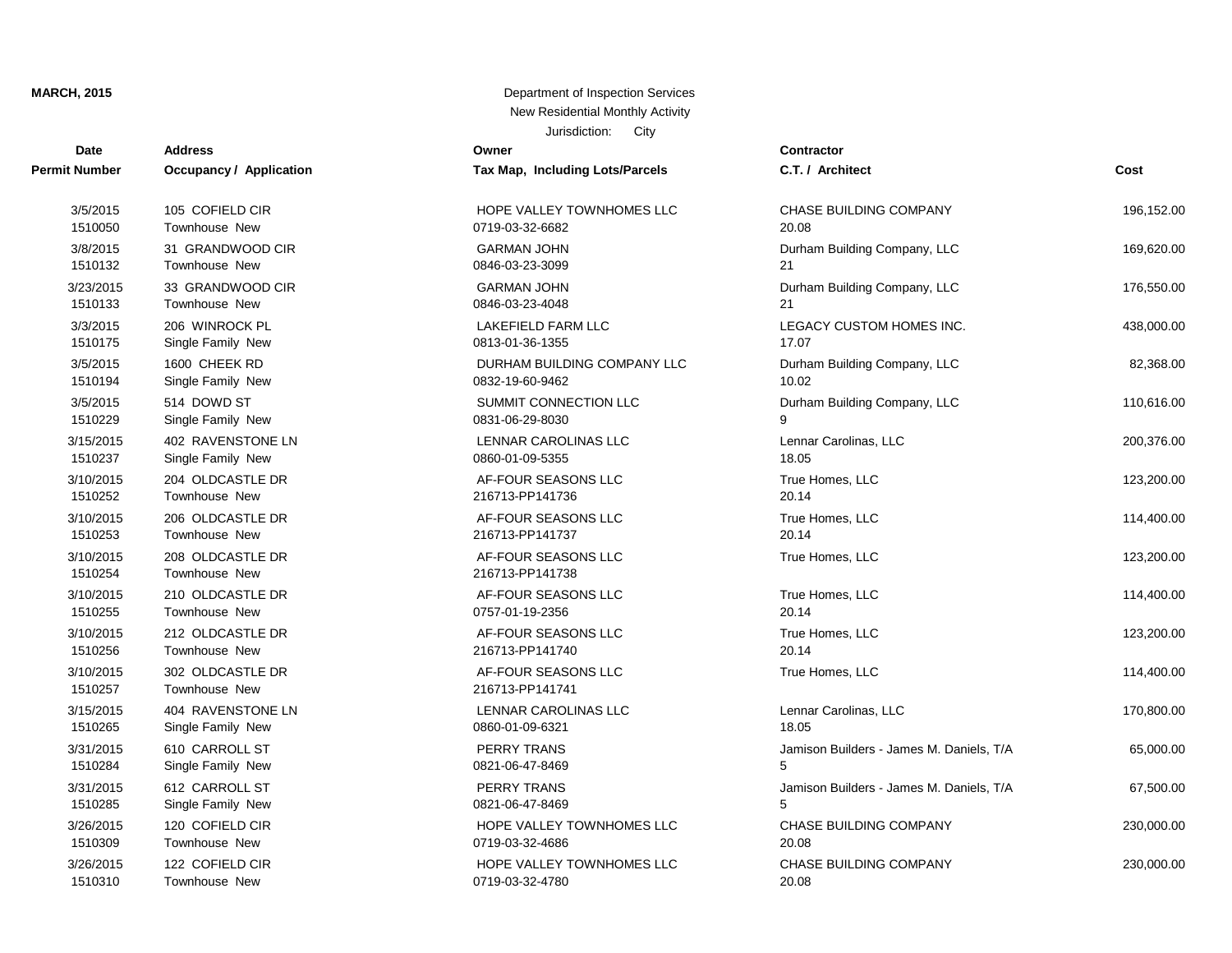**MARCH, 2015**

Department of Inspection Services
New Residential Monthly Activity
Jurisdiction: City

| Date<br>Permit Number | Address<br>Occupancy / Application | Owner<br>Tax Map, Including Lots/Parcels | Contractor<br>C.T. / Architect | Cost |
|---|---|---|---|---|
| 3/5/2015<br>1510050 | 105 COFIELD CIR<br>Townhouse New | HOPE VALLEY TOWNHOMES LLC<br>0719-03-32-6682 | CHASE BUILDING COMPANY<br>20.08 | 196,152.00 |
| 3/8/2015<br>1510132 | 31 GRANDWOOD CIR<br>Townhouse New | GARMAN JOHN<br>0846-03-23-3099 | Durham Building Company, LLC<br>21 | 169,620.00 |
| 3/23/2015<br>1510133 | 33 GRANDWOOD CIR<br>Townhouse New | GARMAN JOHN<br>0846-03-23-4048 | Durham Building Company, LLC<br>21 | 176,550.00 |
| 3/3/2015<br>1510175 | 206 WINROCK PL<br>Single Family New | LAKEFIELD FARM LLC<br>0813-01-36-1355 | LEGACY CUSTOM HOMES INC.<br>17.07 | 438,000.00 |
| 3/5/2015<br>1510194 | 1600 CHEEK RD<br>Single Family New | DURHAM BUILDING COMPANY LLC<br>0832-19-60-9462 | Durham Building Company, LLC<br>10.02 | 82,368.00 |
| 3/5/2015<br>1510229 | 514 DOWD ST<br>Single Family New | SUMMIT CONNECTION LLC<br>0831-06-29-8030 | Durham Building Company, LLC<br>9 | 110,616.00 |
| 3/15/2015<br>1510237 | 402 RAVENSTONE LN<br>Single Family New | LENNAR CAROLINAS LLC<br>0860-01-09-5355 | Lennar Carolinas, LLC<br>18.05 | 200,376.00 |
| 3/10/2015<br>1510252 | 204 OLDCASTLE DR<br>Townhouse New | AF-FOUR SEASONS LLC<br>216713-PP141736 | True Homes, LLC<br>20.14 | 123,200.00 |
| 3/10/2015<br>1510253 | 206 OLDCASTLE DR<br>Townhouse New | AF-FOUR SEASONS LLC<br>216713-PP141737 | True Homes, LLC<br>20.14 | 114,400.00 |
| 3/10/2015<br>1510254 | 208 OLDCASTLE DR<br>Townhouse New | AF-FOUR SEASONS LLC<br>216713-PP141738 | True Homes, LLC | 123,200.00 |
| 3/10/2015<br>1510255 | 210 OLDCASTLE DR<br>Townhouse New | AF-FOUR SEASONS LLC<br>0757-01-19-2356 | True Homes, LLC<br>20.14 | 114,400.00 |
| 3/10/2015<br>1510256 | 212 OLDCASTLE DR<br>Townhouse New | AF-FOUR SEASONS LLC<br>216713-PP141740 | True Homes, LLC<br>20.14 | 123,200.00 |
| 3/10/2015<br>1510257 | 302 OLDCASTLE DR<br>Townhouse New | AF-FOUR SEASONS LLC<br>216713-PP141741 | True Homes, LLC | 114,400.00 |
| 3/15/2015<br>1510265 | 404 RAVENSTONE LN<br>Single Family New | LENNAR CAROLINAS LLC<br>0860-01-09-6321 | Lennar Carolinas, LLC<br>18.05 | 170,800.00 |
| 3/31/2015<br>1510284 | 610 CARROLL ST<br>Single Family New | PERRY TRANS<br>0821-06-47-8469 | Jamison Builders - James M. Daniels, T/A<br>5 | 65,000.00 |
| 3/31/2015<br>1510285 | 612 CARROLL ST<br>Single Family New | PERRY TRANS<br>0821-06-47-8469 | Jamison Builders - James M. Daniels, T/A<br>5 | 67,500.00 |
| 3/26/2015<br>1510309 | 120 COFIELD CIR<br>Townhouse New | HOPE VALLEY TOWNHOMES LLC<br>0719-03-32-4686 | CHASE BUILDING COMPANY<br>20.08 | 230,000.00 |
| 3/26/2015<br>1510310 | 122 COFIELD CIR<br>Townhouse New | HOPE VALLEY TOWNHOMES LLC<br>0719-03-32-4780 | CHASE BUILDING COMPANY<br>20.08 | 230,000.00 |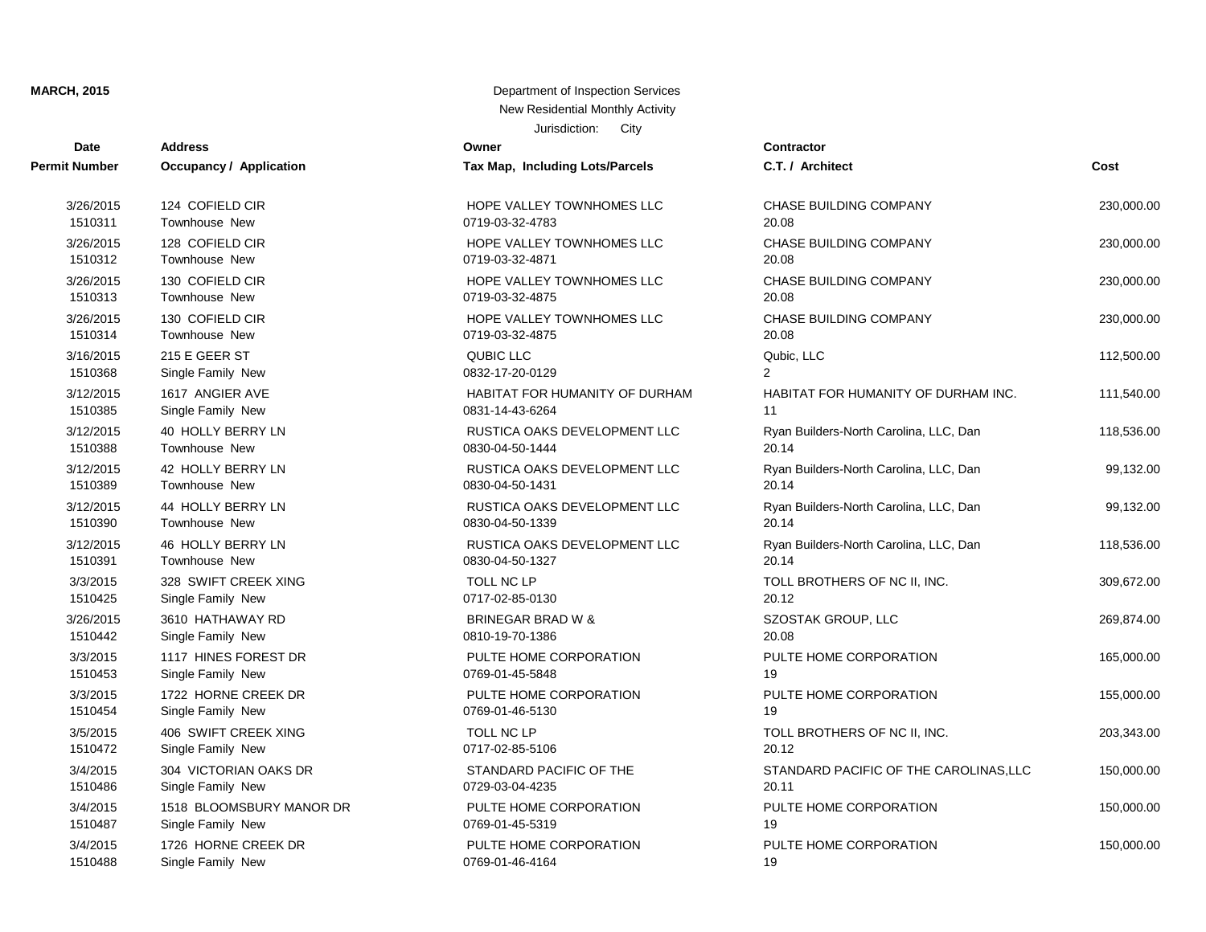**MARCH, 2015**

Department of Inspection Services
New Residential Monthly Activity
Jurisdiction: City

| Date<br>Permit Number | Address<br>Occupancy / Application | Owner<br>Tax Map, Including Lots/Parcels | Contractor<br>C.T. / Architect | Cost |
|---|---|---|---|---|
| 3/26/2015<br>1510311 | 124 COFIELD CIR<br>Townhouse New | HOPE VALLEY TOWNHOMES LLC<br>0719-03-32-4783 | CHASE BUILDING COMPANY<br>20.08 | 230,000.00 |
| 3/26/2015<br>1510312 | 128 COFIELD CIR<br>Townhouse New | HOPE VALLEY TOWNHOMES LLC<br>0719-03-32-4871 | CHASE BUILDING COMPANY<br>20.08 | 230,000.00 |
| 3/26/2015<br>1510313 | 130 COFIELD CIR<br>Townhouse New | HOPE VALLEY TOWNHOMES LLC<br>0719-03-32-4875 | CHASE BUILDING COMPANY<br>20.08 | 230,000.00 |
| 3/26/2015<br>1510314 | 130 COFIELD CIR<br>Townhouse New | HOPE VALLEY TOWNHOMES LLC<br>0719-03-32-4875 | CHASE BUILDING COMPANY<br>20.08 | 230,000.00 |
| 3/16/2015<br>1510368 | 215 E GEER ST<br>Single Family New | QUBIC LLC<br>0832-17-20-0129 | Qubic, LLC<br>2 | 112,500.00 |
| 3/12/2015<br>1510385 | 1617 ANGIER AVE<br>Single Family New | HABITAT FOR HUMANITY OF DURHAM<br>0831-14-43-6264 | HABITAT FOR HUMANITY OF DURHAM INC.<br>11 | 111,540.00 |
| 3/12/2015<br>1510388 | 40 HOLLY BERRY LN<br>Townhouse New | RUSTICA OAKS DEVELOPMENT LLC<br>0830-04-50-1444 | Ryan Builders-North Carolina, LLC, Dan<br>20.14 | 118,536.00 |
| 3/12/2015<br>1510389 | 42 HOLLY BERRY LN<br>Townhouse New | RUSTICA OAKS DEVELOPMENT LLC<br>0830-04-50-1431 | Ryan Builders-North Carolina, LLC, Dan<br>20.14 | 99,132.00 |
| 3/12/2015<br>1510390 | 44 HOLLY BERRY LN<br>Townhouse New | RUSTICA OAKS DEVELOPMENT LLC<br>0830-04-50-1339 | Ryan Builders-North Carolina, LLC, Dan<br>20.14 | 99,132.00 |
| 3/12/2015<br>1510391 | 46 HOLLY BERRY LN<br>Townhouse New | RUSTICA OAKS DEVELOPMENT LLC<br>0830-04-50-1327 | Ryan Builders-North Carolina, LLC, Dan<br>20.14 | 118,536.00 |
| 3/3/2015<br>1510425 | 328 SWIFT CREEK XING<br>Single Family New | TOLL NC LP<br>0717-02-85-0130 | TOLL BROTHERS OF NC II, INC.<br>20.12 | 309,672.00 |
| 3/26/2015<br>1510442 | 3610 HATHAWAY RD<br>Single Family New | BRINEGAR BRAD W &<br>0810-19-70-1386 | SZOSTAK GROUP, LLC<br>20.08 | 269,874.00 |
| 3/3/2015<br>1510453 | 1117 HINES FOREST DR<br>Single Family New | PULTE HOME CORPORATION<br>0769-01-45-5848 | PULTE HOME CORPORATION<br>19 | 165,000.00 |
| 3/3/2015<br>1510454 | 1722 HORNE CREEK DR<br>Single Family New | PULTE HOME CORPORATION<br>0769-01-46-5130 | PULTE HOME CORPORATION<br>19 | 155,000.00 |
| 3/5/2015<br>1510472 | 406 SWIFT CREEK XING<br>Single Family New | TOLL NC LP<br>0717-02-85-5106 | TOLL BROTHERS OF NC II, INC.<br>20.12 | 203,343.00 |
| 3/4/2015<br>1510486 | 304 VICTORIAN OAKS DR<br>Single Family New | STANDARD PACIFIC OF THE<br>0729-03-04-4235 | STANDARD PACIFIC OF THE CAROLINAS,LLC<br>20.11 | 150,000.00 |
| 3/4/2015<br>1510487 | 1518 BLOOMSBURY MANOR DR<br>Single Family New | PULTE HOME CORPORATION<br>0769-01-45-5319 | PULTE HOME CORPORATION<br>19 | 150,000.00 |
| 3/4/2015<br>1510488 | 1726 HORNE CREEK DR<br>Single Family New | PULTE HOME CORPORATION<br>0769-01-46-4164 | PULTE HOME CORPORATION<br>19 | 150,000.00 |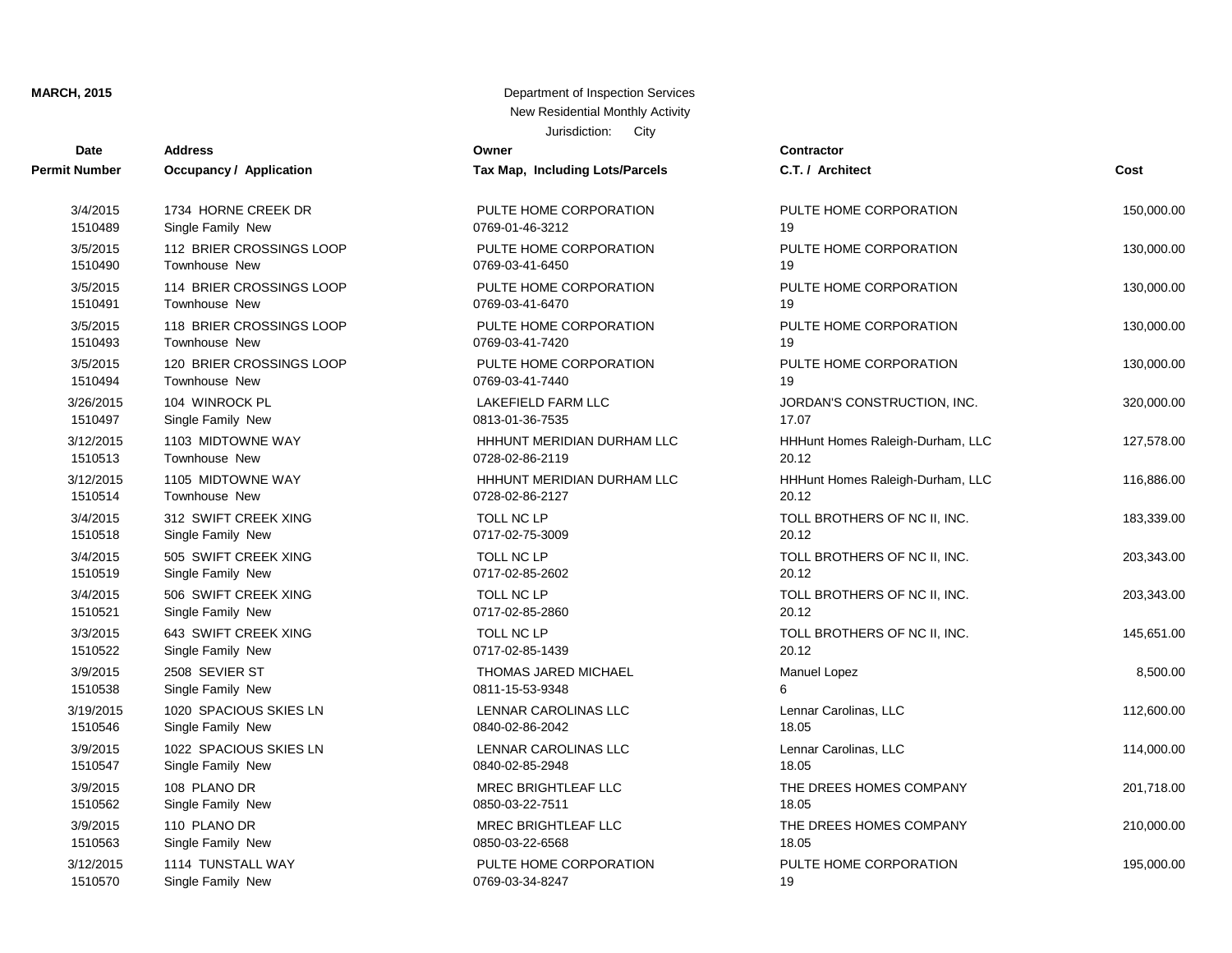**MARCH, 2015**

Department of Inspection Services
New Residential Monthly Activity
Jurisdiction: City

| Date<br>Permit Number | Address<br>Occupancy / Application | Owner<br>Tax Map, Including Lots/Parcels | Contractor<br>C.T. / Architect | Cost |
|---|---|---|---|---|
| 3/4/2015<br>1510489 | 1734 HORNE CREEK DR<br>Single Family New | PULTE HOME CORPORATION<br>0769-01-46-3212 | PULTE HOME CORPORATION<br>19 | 150,000.00 |
| 3/5/2015<br>1510490 | 112 BRIER CROSSINGS LOOP<br>Townhouse New | PULTE HOME CORPORATION<br>0769-03-41-6450 | PULTE HOME CORPORATION<br>19 | 130,000.00 |
| 3/5/2015<br>1510491 | 114 BRIER CROSSINGS LOOP<br>Townhouse New | PULTE HOME CORPORATION<br>0769-03-41-6470 | PULTE HOME CORPORATION<br>19 | 130,000.00 |
| 3/5/2015<br>1510493 | 118 BRIER CROSSINGS LOOP<br>Townhouse New | PULTE HOME CORPORATION<br>0769-03-41-7420 | PULTE HOME CORPORATION<br>19 | 130,000.00 |
| 3/5/2015<br>1510494 | 120 BRIER CROSSINGS LOOP<br>Townhouse New | PULTE HOME CORPORATION<br>0769-03-41-7440 | PULTE HOME CORPORATION<br>19 | 130,000.00 |
| 3/26/2015<br>1510497 | 104 WINROCK PL<br>Single Family New | LAKEFIELD FARM LLC<br>0813-01-36-7535 | JORDAN'S CONSTRUCTION, INC.<br>17.07 | 320,000.00 |
| 3/12/2015<br>1510513 | 1103 MIDTOWNE WAY<br>Townhouse New | HHHUNT MERIDIAN DURHAM LLC<br>0728-02-86-2119 | HHHunt Homes Raleigh-Durham, LLC<br>20.12 | 127,578.00 |
| 3/12/2015<br>1510514 | 1105 MIDTOWNE WAY<br>Townhouse New | HHHUNT MERIDIAN DURHAM LLC<br>0728-02-86-2127 | HHHunt Homes Raleigh-Durham, LLC<br>20.12 | 116,886.00 |
| 3/4/2015<br>1510518 | 312 SWIFT CREEK XING<br>Single Family New | TOLL NC LP<br>0717-02-75-3009 | TOLL BROTHERS OF NC II, INC.<br>20.12 | 183,339.00 |
| 3/4/2015<br>1510519 | 505 SWIFT CREEK XING<br>Single Family New | TOLL NC LP<br>0717-02-85-2602 | TOLL BROTHERS OF NC II, INC.<br>20.12 | 203,343.00 |
| 3/4/2015<br>1510521 | 506 SWIFT CREEK XING<br>Single Family New | TOLL NC LP<br>0717-02-85-2860 | TOLL BROTHERS OF NC II, INC.<br>20.12 | 203,343.00 |
| 3/3/2015<br>1510522 | 643 SWIFT CREEK XING<br>Single Family New | TOLL NC LP<br>0717-02-85-1439 | TOLL BROTHERS OF NC II, INC.<br>20.12 | 145,651.00 |
| 3/9/2015<br>1510538 | 2508 SEVIER ST<br>Single Family New | THOMAS JARED MICHAEL<br>0811-15-53-9348 | Manuel Lopez<br>6 | 8,500.00 |
| 3/19/2015<br>1510546 | 1020 SPACIOUS SKIES LN<br>Single Family New | LENNAR CAROLINAS LLC<br>0840-02-86-2042 | Lennar Carolinas, LLC<br>18.05 | 112,600.00 |
| 3/9/2015<br>1510547 | 1022 SPACIOUS SKIES LN<br>Single Family New | LENNAR CAROLINAS LLC<br>0840-02-85-2948 | Lennar Carolinas, LLC<br>18.05 | 114,000.00 |
| 3/9/2015<br>1510562 | 108 PLANO DR<br>Single Family New | MREC BRIGHTLEAF LLC<br>0850-03-22-7511 | THE DREES HOMES COMPANY<br>18.05 | 201,718.00 |
| 3/9/2015<br>1510563 | 110 PLANO DR<br>Single Family New | MREC BRIGHTLEAF LLC<br>0850-03-22-6568 | THE DREES HOMES COMPANY<br>18.05 | 210,000.00 |
| 3/12/2015<br>1510570 | 1114 TUNSTALL WAY<br>Single Family New | PULTE HOME CORPORATION<br>0769-03-34-8247 | PULTE HOME CORPORATION<br>19 | 195,000.00 |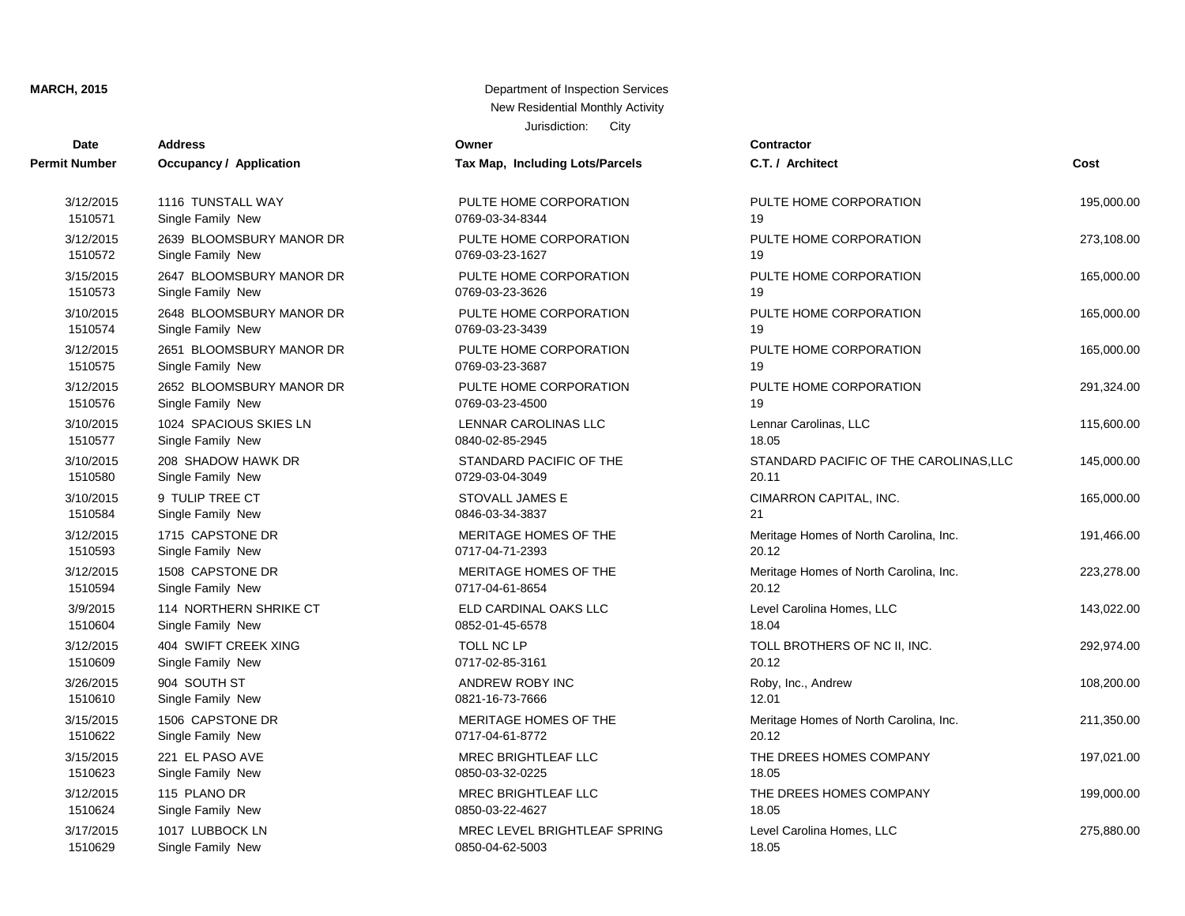**MARCH, 2015**

Department of Inspection Services
New Residential Monthly Activity
Jurisdiction: City

| Date<br>Permit Number | Address<br>Occupancy / Application | Owner<br>Tax Map, Including Lots/Parcels | Contractor<br>C.T. / Architect | Cost |
|---|---|---|---|---|
| 3/12/2015<br>1510571 | 1116 TUNSTALL WAY<br>Single Family New | PULTE HOME CORPORATION<br>0769-03-34-8344 | PULTE HOME CORPORATION<br>19 | 195,000.00 |
| 3/12/2015<br>1510572 | 2639 BLOOMSBURY MANOR DR<br>Single Family New | PULTE HOME CORPORATION<br>0769-03-23-1627 | PULTE HOME CORPORATION<br>19 | 273,108.00 |
| 3/15/2015<br>1510573 | 2647 BLOOMSBURY MANOR DR<br>Single Family New | PULTE HOME CORPORATION<br>0769-03-23-3626 | PULTE HOME CORPORATION<br>19 | 165,000.00 |
| 3/10/2015<br>1510574 | 2648 BLOOMSBURY MANOR DR<br>Single Family New | PULTE HOME CORPORATION<br>0769-03-23-3439 | PULTE HOME CORPORATION<br>19 | 165,000.00 |
| 3/12/2015<br>1510575 | 2651 BLOOMSBURY MANOR DR<br>Single Family New | PULTE HOME CORPORATION<br>0769-03-23-3687 | PULTE HOME CORPORATION<br>19 | 165,000.00 |
| 3/12/2015<br>1510576 | 2652 BLOOMSBURY MANOR DR<br>Single Family New | PULTE HOME CORPORATION<br>0769-03-23-4500 | PULTE HOME CORPORATION<br>19 | 291,324.00 |
| 3/10/2015<br>1510577 | 1024 SPACIOUS SKIES LN<br>Single Family New | LENNAR CAROLINAS LLC<br>0840-02-85-2945 | Lennar Carolinas, LLC<br>18.05 | 115,600.00 |
| 3/10/2015<br>1510580 | 208 SHADOW HAWK DR<br>Single Family New | STANDARD PACIFIC OF THE<br>0729-03-04-3049 | STANDARD PACIFIC OF THE CAROLINAS,LLC<br>20.11 | 145,000.00 |
| 3/10/2015<br>1510584 | 9 TULIP TREE CT<br>Single Family New | STOVALL JAMES E<br>0846-03-34-3837 | CIMARRON CAPITAL, INC.<br>21 | 165,000.00 |
| 3/12/2015<br>1510593 | 1715 CAPSTONE DR<br>Single Family New | MERITAGE HOMES OF THE<br>0717-04-71-2393 | Meritage Homes of North Carolina, Inc.<br>20.12 | 191,466.00 |
| 3/12/2015<br>1510594 | 1508 CAPSTONE DR<br>Single Family New | MERITAGE HOMES OF THE<br>0717-04-61-8654 | Meritage Homes of North Carolina, Inc.<br>20.12 | 223,278.00 |
| 3/9/2015<br>1510604 | 114 NORTHERN SHRIKE CT<br>Single Family New | ELD CARDINAL OAKS LLC<br>0852-01-45-6578 | Level Carolina Homes, LLC<br>18.04 | 143,022.00 |
| 3/12/2015<br>1510609 | 404 SWIFT CREEK XING<br>Single Family New | TOLL NC LP<br>0717-02-85-3161 | TOLL BROTHERS OF NC II, INC.<br>20.12 | 292,974.00 |
| 3/26/2015<br>1510610 | 904 SOUTH ST<br>Single Family New | ANDREW ROBY INC<br>0821-16-73-7666 | Roby, Inc., Andrew<br>12.01 | 108,200.00 |
| 3/15/2015<br>1510622 | 1506 CAPSTONE DR<br>Single Family New | MERITAGE HOMES OF THE<br>0717-04-61-8772 | Meritage Homes of North Carolina, Inc.<br>20.12 | 211,350.00 |
| 3/15/2015<br>1510623 | 221 EL PASO AVE<br>Single Family New | MREC BRIGHTLEAF LLC<br>0850-03-32-0225 | THE DREES HOMES COMPANY<br>18.05 | 197,021.00 |
| 3/12/2015<br>1510624 | 115 PLANO DR<br>Single Family New | MREC BRIGHTLEAF LLC<br>0850-03-22-4627 | THE DREES HOMES COMPANY<br>18.05 | 199,000.00 |
| 3/17/2015<br>1510629 | 1017 LUBBOCK LN<br>Single Family New | MREC LEVEL BRIGHTLEAF SPRING<br>0850-04-62-5003 | Level Carolina Homes, LLC<br>18.05 | 275,880.00 |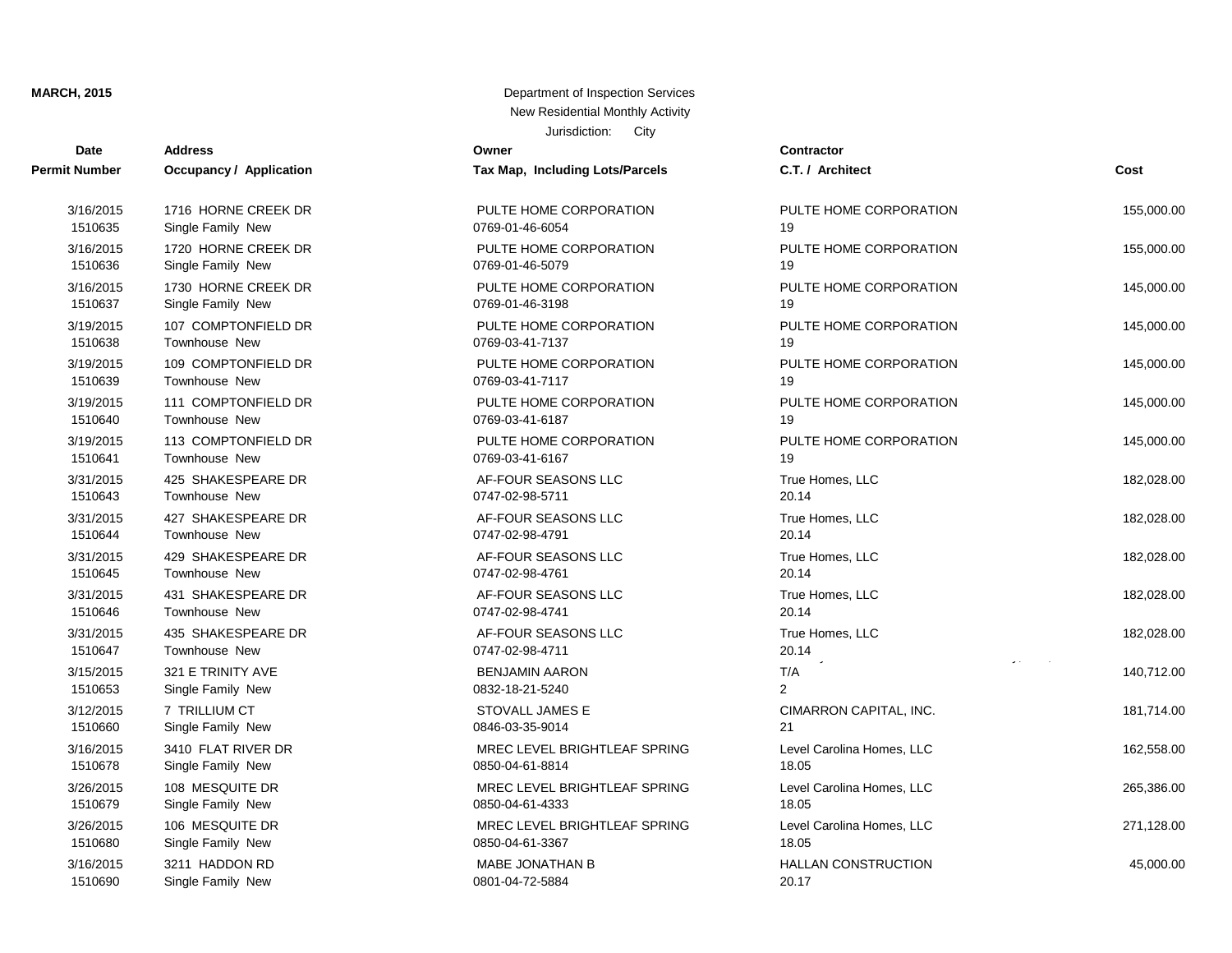**MARCH, 2015**

Department of Inspection Services
New Residential Monthly Activity
Jurisdiction: City

| Date / Permit Number | Address / Occupancy / Application | Owner / Tax Map, Including Lots/Parcels | Contractor / C.T. / Architect | Cost |
|---|---|---|---|---|
| 3/16/2015<br>1510635 | 1716 HORNE CREEK DR<br>Single Family New | PULTE HOME CORPORATION<br>0769-01-46-6054 | PULTE HOME CORPORATION<br>19 | 155,000.00 |
| 3/16/2015<br>1510636 | 1720 HORNE CREEK DR<br>Single Family New | PULTE HOME CORPORATION<br>0769-01-46-5079 | PULTE HOME CORPORATION<br>19 | 155,000.00 |
| 3/16/2015<br>1510637 | 1730 HORNE CREEK DR<br>Single Family New | PULTE HOME CORPORATION<br>0769-01-46-3198 | PULTE HOME CORPORATION<br>19 | 145,000.00 |
| 3/19/2015<br>1510638 | 107 COMPTONFIELD DR<br>Townhouse New | PULTE HOME CORPORATION<br>0769-03-41-7137 | PULTE HOME CORPORATION<br>19 | 145,000.00 |
| 3/19/2015<br>1510639 | 109 COMPTONFIELD DR<br>Townhouse New | PULTE HOME CORPORATION<br>0769-03-41-7117 | PULTE HOME CORPORATION<br>19 | 145,000.00 |
| 3/19/2015<br>1510640 | 111 COMPTONFIELD DR<br>Townhouse New | PULTE HOME CORPORATION<br>0769-03-41-6187 | PULTE HOME CORPORATION<br>19 | 145,000.00 |
| 3/19/2015<br>1510641 | 113 COMPTONFIELD DR<br>Townhouse New | PULTE HOME CORPORATION<br>0769-03-41-6167 | PULTE HOME CORPORATION<br>19 | 145,000.00 |
| 3/31/2015<br>1510643 | 425 SHAKESPEARE DR<br>Townhouse New | AF-FOUR SEASONS LLC<br>0747-02-98-5711 | True Homes, LLC<br>20.14 | 182,028.00 |
| 3/31/2015<br>1510644 | 427 SHAKESPEARE DR<br>Townhouse New | AF-FOUR SEASONS LLC<br>0747-02-98-4791 | True Homes, LLC<br>20.14 | 182,028.00 |
| 3/31/2015<br>1510645 | 429 SHAKESPEARE DR<br>Townhouse New | AF-FOUR SEASONS LLC<br>0747-02-98-4761 | True Homes, LLC<br>20.14 | 182,028.00 |
| 3/31/2015<br>1510646 | 431 SHAKESPEARE DR<br>Townhouse New | AF-FOUR SEASONS LLC<br>0747-02-98-4741 | True Homes, LLC<br>20.14 | 182,028.00 |
| 3/31/2015<br>1510647 | 435 SHAKESPEARE DR<br>Townhouse New | AF-FOUR SEASONS LLC<br>0747-02-98-4711 | True Homes, LLC<br>20.14 | 182,028.00 |
| 3/15/2015<br>1510653 | 321 E TRINITY AVE<br>Single Family New | BENJAMIN AARON<br>0832-18-21-5240 | T/A<br>2 | 140,712.00 |
| 3/12/2015<br>1510660 | 7 TRILLIUM CT<br>Single Family New | STOVALL JAMES E<br>0846-03-35-9014 | CIMARRON CAPITAL, INC.<br>21 | 181,714.00 |
| 3/16/2015<br>1510678 | 3410 FLAT RIVER DR<br>Single Family New | MREC LEVEL BRIGHTLEAF SPRING<br>0850-04-61-8814 | Level Carolina Homes, LLC<br>18.05 | 162,558.00 |
| 3/26/2015<br>1510679 | 108 MESQUITE DR<br>Single Family New | MREC LEVEL BRIGHTLEAF SPRING<br>0850-04-61-4333 | Level Carolina Homes, LLC<br>18.05 | 265,386.00 |
| 3/26/2015<br>1510680 | 106 MESQUITE DR<br>Single Family New | MREC LEVEL BRIGHTLEAF SPRING<br>0850-04-61-3367 | Level Carolina Homes, LLC<br>18.05 | 271,128.00 |
| 3/16/2015<br>1510690 | 3211 HADDON RD<br>Single Family New | MABE JONATHAN B<br>0801-04-72-5884 | HALLAN CONSTRUCTION<br>20.17 | 45,000.00 |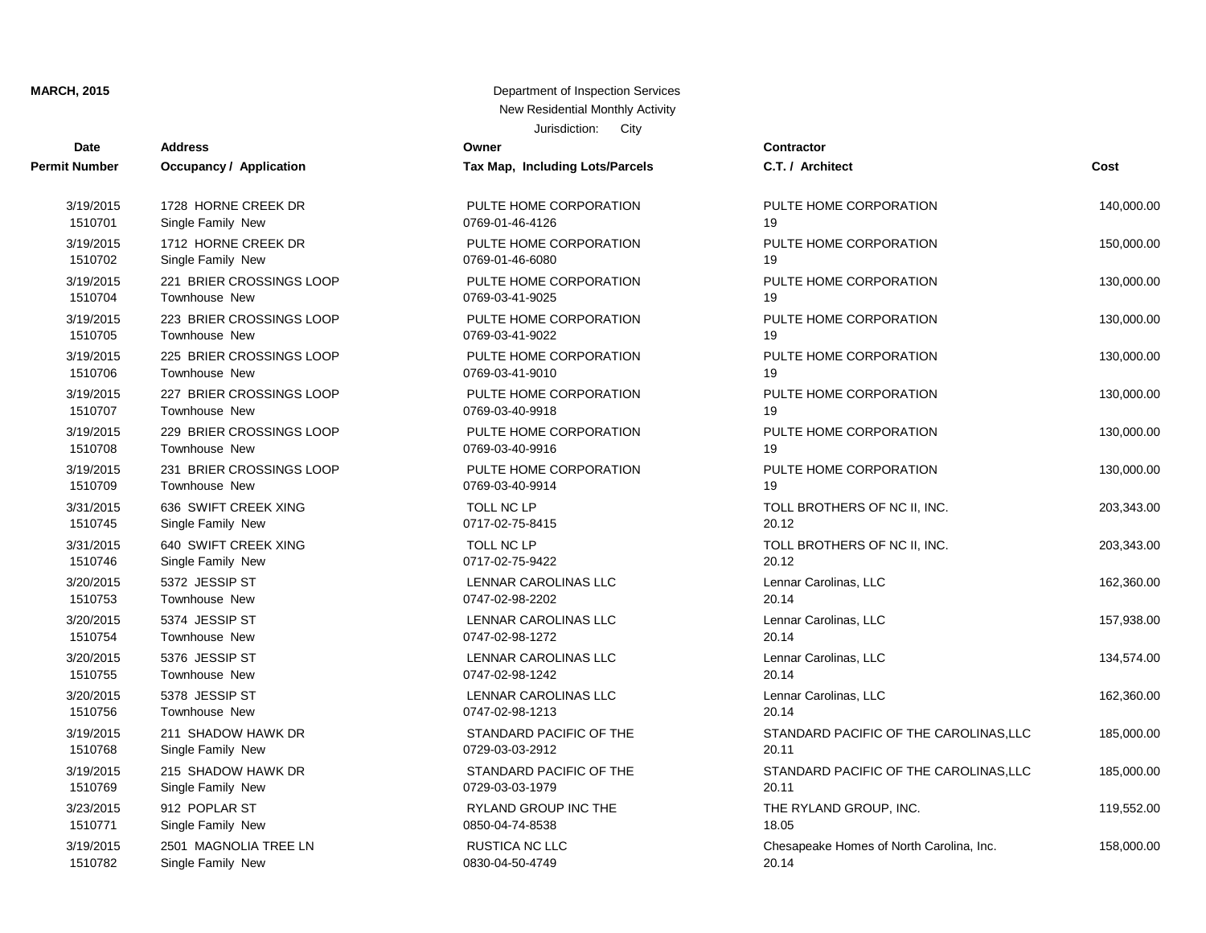**MARCH, 2015**

Department of Inspection Services
New Residential Monthly Activity
Jurisdiction: City

| Date / Permit Number | Address / Occupancy / Application | Owner / Tax Map, Including Lots/Parcels | Contractor / C.T. / Architect | Cost |
|---|---|---|---|---|
| 3/19/2015<br>1510701 | 1728 HORNE CREEK DR<br>Single Family New | PULTE HOME CORPORATION<br>0769-01-46-4126 | PULTE HOME CORPORATION<br>19 | 140,000.00 |
| 3/19/2015<br>1510702 | 1712 HORNE CREEK DR<br>Single Family New | PULTE HOME CORPORATION<br>0769-01-46-6080 | PULTE HOME CORPORATION<br>19 | 150,000.00 |
| 3/19/2015<br>1510704 | 221 BRIER CROSSINGS LOOP<br>Townhouse New | PULTE HOME CORPORATION<br>0769-03-41-9025 | PULTE HOME CORPORATION<br>19 | 130,000.00 |
| 3/19/2015<br>1510705 | 223 BRIER CROSSINGS LOOP<br>Townhouse New | PULTE HOME CORPORATION<br>0769-03-41-9022 | PULTE HOME CORPORATION<br>19 | 130,000.00 |
| 3/19/2015<br>1510706 | 225 BRIER CROSSINGS LOOP<br>Townhouse New | PULTE HOME CORPORATION<br>0769-03-41-9010 | PULTE HOME CORPORATION<br>19 | 130,000.00 |
| 3/19/2015<br>1510707 | 227 BRIER CROSSINGS LOOP<br>Townhouse New | PULTE HOME CORPORATION<br>0769-03-40-9918 | PULTE HOME CORPORATION<br>19 | 130,000.00 |
| 3/19/2015<br>1510708 | 229 BRIER CROSSINGS LOOP<br>Townhouse New | PULTE HOME CORPORATION<br>0769-03-40-9916 | PULTE HOME CORPORATION<br>19 | 130,000.00 |
| 3/19/2015<br>1510709 | 231 BRIER CROSSINGS LOOP<br>Townhouse New | PULTE HOME CORPORATION<br>0769-03-40-9914 | PULTE HOME CORPORATION<br>19 | 130,000.00 |
| 3/31/2015<br>1510745 | 636 SWIFT CREEK XING<br>Single Family New | TOLL NC LP<br>0717-02-75-8415 | TOLL BROTHERS OF NC II, INC.<br>20.12 | 203,343.00 |
| 3/31/2015<br>1510746 | 640 SWIFT CREEK XING<br>Single Family New | TOLL NC LP<br>0717-02-75-9422 | TOLL BROTHERS OF NC II, INC.<br>20.12 | 203,343.00 |
| 3/20/2015<br>1510753 | 5372 JESSIP ST<br>Townhouse New | LENNAR CAROLINAS LLC<br>0747-02-98-2202 | Lennar Carolinas, LLC<br>20.14 | 162,360.00 |
| 3/20/2015<br>1510754 | 5374 JESSIP ST<br>Townhouse New | LENNAR CAROLINAS LLC<br>0747-02-98-1272 | Lennar Carolinas, LLC<br>20.14 | 157,938.00 |
| 3/20/2015<br>1510755 | 5376 JESSIP ST<br>Townhouse New | LENNAR CAROLINAS LLC<br>0747-02-98-1242 | Lennar Carolinas, LLC<br>20.14 | 134,574.00 |
| 3/20/2015<br>1510756 | 5378 JESSIP ST<br>Townhouse New | LENNAR CAROLINAS LLC<br>0747-02-98-1213 | Lennar Carolinas, LLC<br>20.14 | 162,360.00 |
| 3/19/2015<br>1510768 | 211 SHADOW HAWK DR<br>Single Family New | STANDARD PACIFIC OF THE<br>0729-03-03-2912 | STANDARD PACIFIC OF THE CAROLINAS,LLC<br>20.11 | 185,000.00 |
| 3/19/2015<br>1510769 | 215 SHADOW HAWK DR<br>Single Family New | STANDARD PACIFIC OF THE<br>0729-03-03-1979 | STANDARD PACIFIC OF THE CAROLINAS,LLC<br>20.11 | 185,000.00 |
| 3/23/2015<br>1510771 | 912 POPLAR ST<br>Single Family New | RYLAND GROUP INC THE<br>0850-04-74-8538 | THE RYLAND GROUP, INC.<br>18.05 | 119,552.00 |
| 3/19/2015<br>1510782 | 2501 MAGNOLIA TREE LN<br>Single Family New | RUSTICA NC LLC<br>0830-04-50-4749 | Chesapeake Homes of North Carolina, Inc.<br>20.14 | 158,000.00 |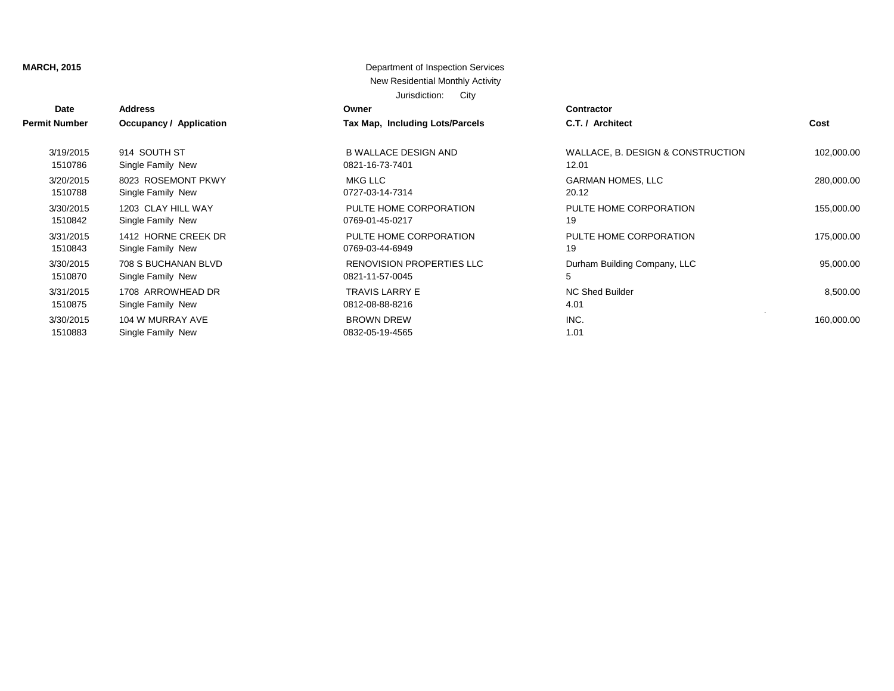**MARCH, 2015**

Department of Inspection Services
New Residential Monthly Activity
Jurisdiction: City

| Date<br>Permit Number | Address<br>Occupancy / Application | Owner<br>Tax Map, Including Lots/Parcels | Contractor<br>C.T. / Architect | Cost |
|---|---|---|---|---|
| 3/19/2015<br>1510786 | 914 SOUTH ST<br>Single Family New | B WALLACE DESIGN AND<br>0821-16-73-7401 | WALLACE, B. DESIGN & CONSTRUCTION<br>12.01 | 102,000.00 |
| 3/20/2015<br>1510788 | 8023 ROSEMONT PKWY<br>Single Family New | MKG LLC<br>0727-03-14-7314 | GARMAN HOMES, LLC<br>20.12 | 280,000.00 |
| 3/30/2015<br>1510842 | 1203 CLAY HILL WAY<br>Single Family New | PULTE HOME CORPORATION<br>0769-01-45-0217 | PULTE HOME CORPORATION<br>19 | 155,000.00 |
| 3/31/2015<br>1510843 | 1412 HORNE CREEK DR<br>Single Family New | PULTE HOME CORPORATION<br>0769-03-44-6949 | PULTE HOME CORPORATION<br>19 | 175,000.00 |
| 3/30/2015<br>1510870 | 708 S BUCHANAN BLVD<br>Single Family New | RENOVISION PROPERTIES LLC<br>0821-11-57-0045 | Durham Building Company, LLC<br>5 | 95,000.00 |
| 3/31/2015<br>1510875 | 1708 ARROWHEAD DR<br>Single Family New | TRAVIS LARRY E<br>0812-08-88-8216 | NC Shed Builder<br>4.01 | 8,500.00 |
| 3/30/2015<br>1510883 | 104 W MURRAY AVE<br>Single Family New | BROWN DREW<br>0832-05-19-4565 | INC.<br>1.01 | 160,000.00 |